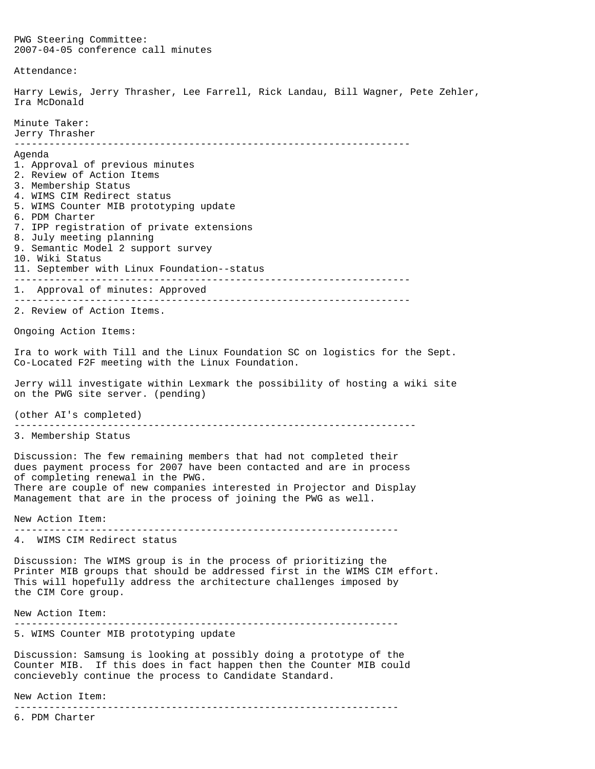PWG Steering Committee:
2007-04-05 conference call minutes

Attendance:

Harry Lewis, Jerry Thrasher, Lee Farrell, Rick Landau, Bill Wagner, Pete Zehler, Ira McDonald

Minute Taker:
Jerry Thrasher

---

Agenda
1. Approval of previous minutes
2. Review of Action Items
3. Membership Status
4. WIMS CIM Redirect status
5. WIMS Counter MIB prototyping update
6. PDM Charter
7. IPP registration of private extensions
8. July meeting planning
9. Semantic Model 2 support survey
10. Wiki Status
11. September with Linux Foundation--status

---

1. Approval of minutes: Approved

---

2. Review of Action Items.

Ongoing Action Items:

Ira to work with Till and the Linux Foundation SC on logistics for the Sept. Co-Located F2F meeting with the Linux Foundation.

Jerry will investigate within Lexmark the possibility of hosting a wiki site on the PWG site server. (pending)

(other AI's completed)

---

3. Membership Status

Discussion: The few remaining members that had not completed their dues payment process for 2007 have been contacted and are in process of completing renewal in the PWG.
There are couple of new companies interested in Projector and Display Management that are in the process of joining the PWG as well.

New Action Item:

---

4. WIMS CIM Redirect status

Discussion: The WIMS group is in the process of prioritizing the Printer MIB groups that should be addressed first in the WIMS CIM effort. This will hopefully address the architecture challenges imposed by the CIM Core group.

New Action Item:

---

5. WIMS Counter MIB prototyping update

Discussion: Samsung is looking at possibly doing a prototype of the Counter MIB. If this does in fact happen then the Counter MIB could concieveby continue the process to Candidate Standard.

New Action Item:

---

6. PDM Charter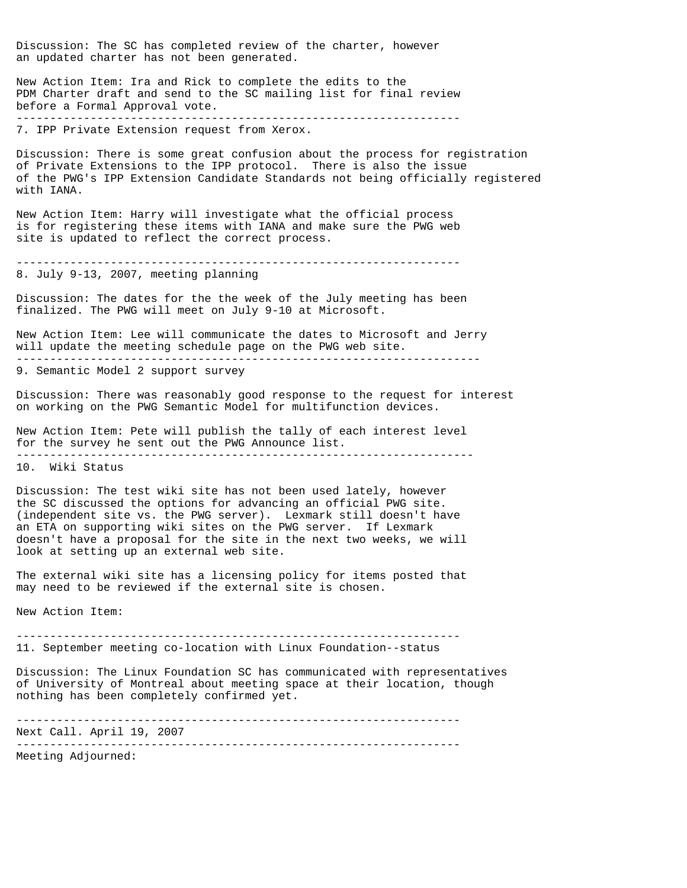Discussion: The SC has completed review of the charter, however an updated charter has not been generated.

New Action Item: Ira and Rick to complete the edits to the PDM Charter draft and send to the SC mailing list for final review before a Formal Approval vote.

---

7. IPP Private Extension request from Xerox.

Discussion: There is some great confusion about the process for registration of Private Extensions to the IPP protocol. There is also the issue of the PWG's IPP Extension Candidate Standards not being officially registered with IANA.

New Action Item: Harry will investigate what the official process is for registering these items with IANA and make sure the PWG web site is updated to reflect the correct process.

---

8. July 9-13, 2007, meeting planning

Discussion: The dates for the the week of the July meeting has been finalized. The PWG will meet on July 9-10 at Microsoft.

New Action Item: Lee will communicate the dates to Microsoft and Jerry will update the meeting schedule page on the PWG web site.

---

9. Semantic Model 2 support survey

Discussion: There was reasonably good response to the request for interest on working on the PWG Semantic Model for multifunction devices.

New Action Item: Pete will publish the tally of each interest level for the survey he sent out the PWG Announce list.

---

10. Wiki Status

Discussion: The test wiki site has not been used lately, however the SC discussed the options for advancing an official PWG site. (independent site vs. the PWG server). Lexmark still doesn't have an ETA on supporting wiki sites on the PWG server. If Lexmark doesn't have a proposal for the site in the next two weeks, we will look at setting up an external web site.

The external wiki site has a licensing policy for items posted that may need to be reviewed if the external site is chosen.

New Action Item:

---

11. September meeting co-location with Linux Foundation--status

Discussion: The Linux Foundation SC has communicated with representatives of University of Montreal about meeting space at their location, though nothing has been completely confirmed yet.

---

Next Call. April 19, 2007

---

Meeting Adjourned: